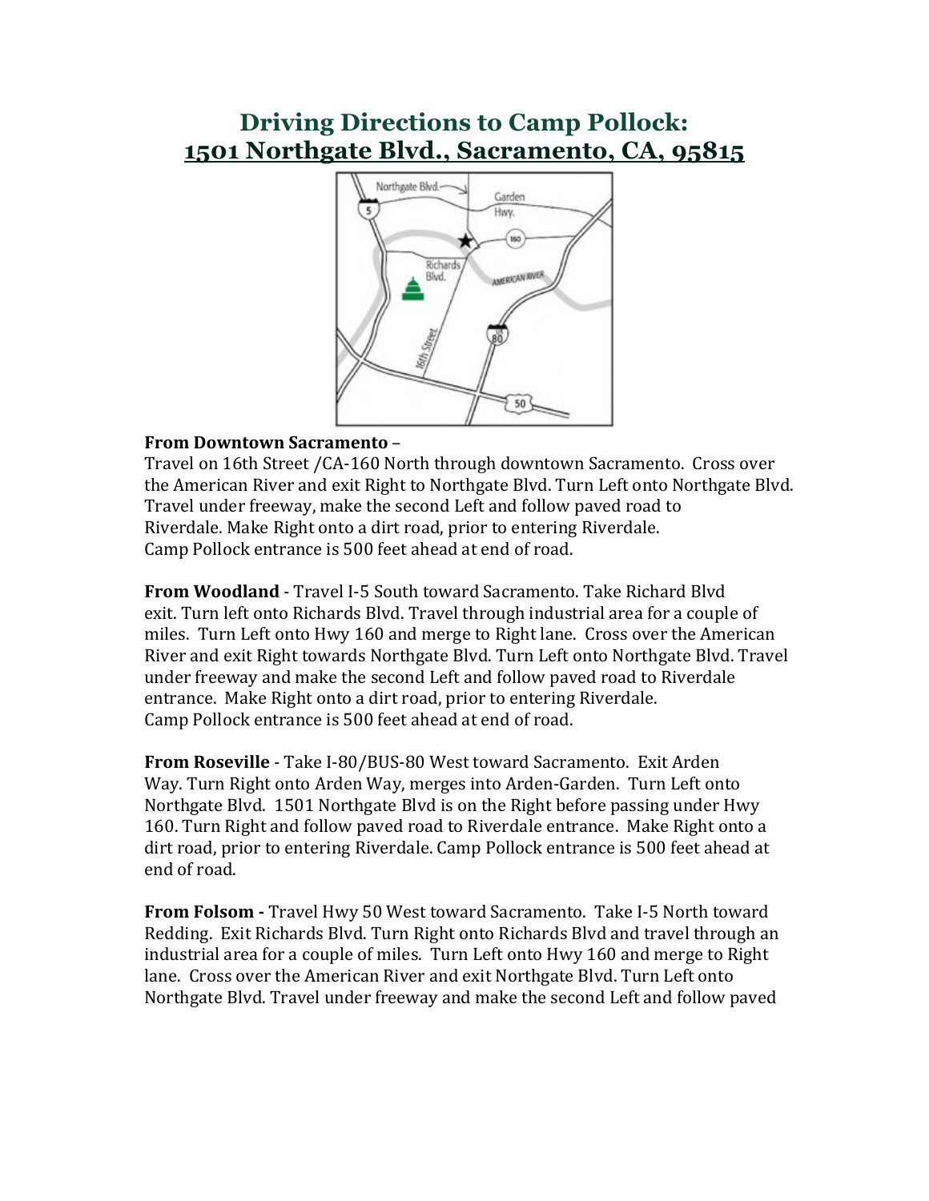# Driving Directions to Camp Pollock: 1501 Northgate Blvd., Sacramento, CA, 95815

**From Downtown Sacramento** –
Travel on 16th Street /CA-160 North through downtown Sacramento. Cross over the American River and exit Right to Northgate Blvd. Turn Left onto Northgate Blvd. Travel under freeway, make the second Left and follow paved road to Riverdale. Make Right onto a dirt road, prior to entering Riverdale. Camp Pollock entrance is 500 feet ahead at end of road.

**From Woodland** - Travel I-5 South toward Sacramento. Take Richard Blvd exit. Turn left onto Richards Blvd. Travel through industrial area for a couple of miles. Turn Left onto Hwy 160 and merge to Right lane. Cross over the American River and exit Right towards Northgate Blvd. Turn Left onto Northgate Blvd. Travel under freeway and make the second Left and follow paved road to Riverdale entrance. Make Right onto a dirt road, prior to entering Riverdale. Camp Pollock entrance is 500 feet ahead at end of road.

**From Roseville** - Take I-80/BUS-80 West toward Sacramento. Exit Arden Way. Turn Right onto Arden Way, merges into Arden-Garden. Turn Left onto Northgate Blvd. 1501 Northgate Blvd is on the Right before passing under Hwy 160. Turn Right and follow paved road to Riverdale entrance. Make Right onto a dirt road, prior to entering Riverdale. Camp Pollock entrance is 500 feet ahead at end of road.

**From Folsom -** Travel Hwy 50 West toward Sacramento. Take I-5 North toward Redding. Exit Richards Blvd. Turn Right onto Richards Blvd and travel through an industrial area for a couple of miles. Turn Left onto Hwy 160 and merge to Right lane. Cross over the American River and exit Northgate Blvd. Turn Left onto Northgate Blvd. Travel under freeway and make the second Left and follow paved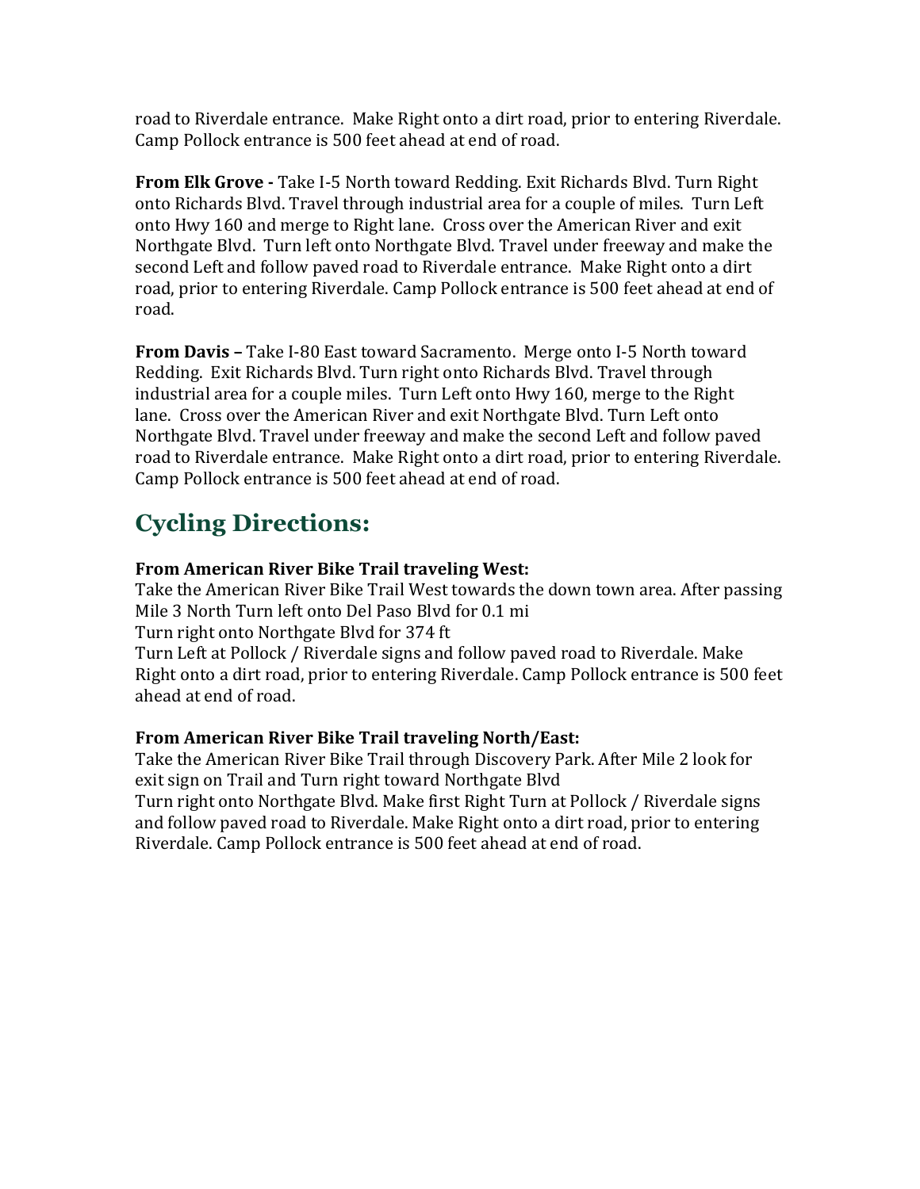road to Riverdale entrance. Make Right onto a dirt road, prior to entering Riverdale. Camp Pollock entrance is 500 feet ahead at end of road.

**From Elk Grove -** Take I-5 North toward Redding. Exit Richards Blvd. Turn Right onto Richards Blvd. Travel through industrial area for a couple of miles. Turn Left onto Hwy 160 and merge to Right lane. Cross over the American River and exit Northgate Blvd. Turn left onto Northgate Blvd. Travel under freeway and make the second Left and follow paved road to Riverdale entrance. Make Right onto a dirt road, prior to entering Riverdale. Camp Pollock entrance is 500 feet ahead at end of road.

**From Davis –** Take I-80 East toward Sacramento. Merge onto I-5 North toward Redding. Exit Richards Blvd. Turn right onto Richards Blvd. Travel through industrial area for a couple miles. Turn Left onto Hwy 160, merge to the Right lane. Cross over the American River and exit Northgate Blvd. Turn Left onto Northgate Blvd. Travel under freeway and make the second Left and follow paved road to Riverdale entrance. Make Right onto a dirt road, prior to entering Riverdale. Camp Pollock entrance is 500 feet ahead at end of road.

## Cycling Directions:

**From American River Bike Trail traveling West:**
Take the American River Bike Trail West towards the down town area. After passing Mile 3 North Turn left onto Del Paso Blvd for 0.1 mi
Turn right onto Northgate Blvd for 374 ft
Turn Left at Pollock / Riverdale signs and follow paved road to Riverdale. Make Right onto a dirt road, prior to entering Riverdale. Camp Pollock entrance is 500 feet ahead at end of road.

**From American River Bike Trail traveling North/East:**
Take the American River Bike Trail through Discovery Park. After Mile 2 look for exit sign on Trail and Turn right toward Northgate Blvd
Turn right onto Northgate Blvd. Make first Right Turn at Pollock / Riverdale signs and follow paved road to Riverdale. Make Right onto a dirt road, prior to entering Riverdale. Camp Pollock entrance is 500 feet ahead at end of road.